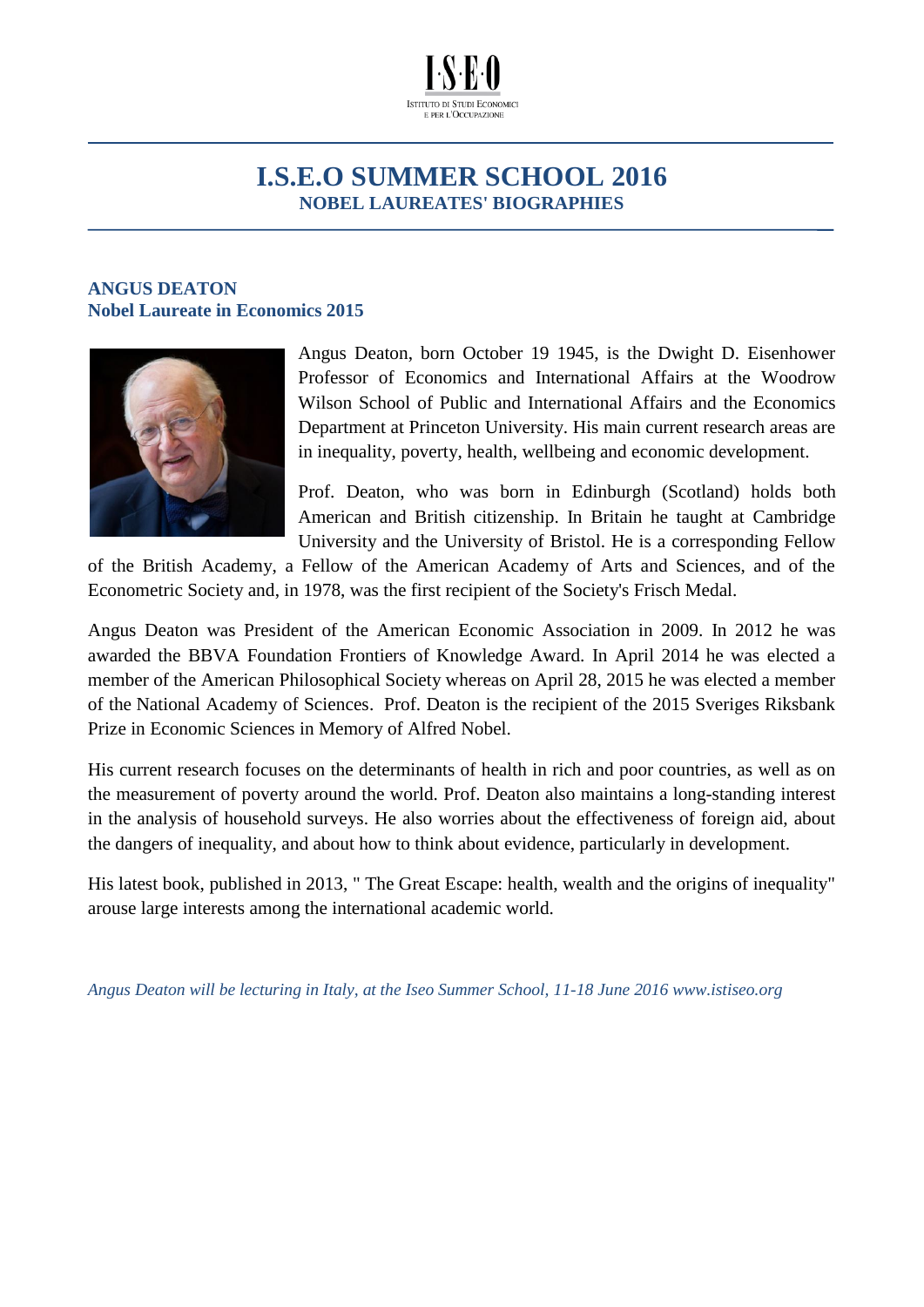I·S·E·O

ISTITUTO DI STUDI ECONOMICI E PER L'OCCUPAZIONE

# I.S.E.O SUMMER SCHOOL 2016

## NOBEL LAUREATES' BIOGRAPHIES

### ANGUS DEATON
### Nobel Laureate in Economics 2015

Angus Deaton, born October 19 1945, is the Dwight D. Eisenhower Professor of Economics and International Affairs at the Woodrow Wilson School of Public and International Affairs and the Economics Department at Princeton University. His main current research areas are in inequality, poverty, health, wellbeing and economic development.

Prof. Deaton, who was born in Edinburgh (Scotland) holds both American and British citizenship. In Britain he taught at Cambridge University and the University of Bristol. He is a corresponding Fellow of the British Academy, a Fellow of the American Academy of Arts and Sciences, and of the Econometric Society and, in 1978, was the first recipient of the Society's Frisch Medal.

Angus Deaton was President of the American Economic Association in 2009. In 2012 he was awarded the BBVA Foundation Frontiers of Knowledge Award. In April 2014 he was elected a member of the American Philosophical Society whereas on April 28, 2015 he was elected a member of the National Academy of Sciences. Prof. Deaton is the recipient of the 2015 Sveriges Riksbank Prize in Economic Sciences in Memory of Alfred Nobel.

His current research focuses on the determinants of health in rich and poor countries, as well as on the measurement of poverty around the world. Prof. Deaton also maintains a long-standing interest in the analysis of household surveys. He also worries about the effectiveness of foreign aid, about the dangers of inequality, and about how to think about evidence, particularly in development.

His latest book, published in 2013, " The Great Escape: health, wealth and the origins of inequality" arouse large interests among the international academic world.

*Angus Deaton will be lecturing in Italy, at the Iseo Summer School, 11-18 June 2016 www.istiseo.org*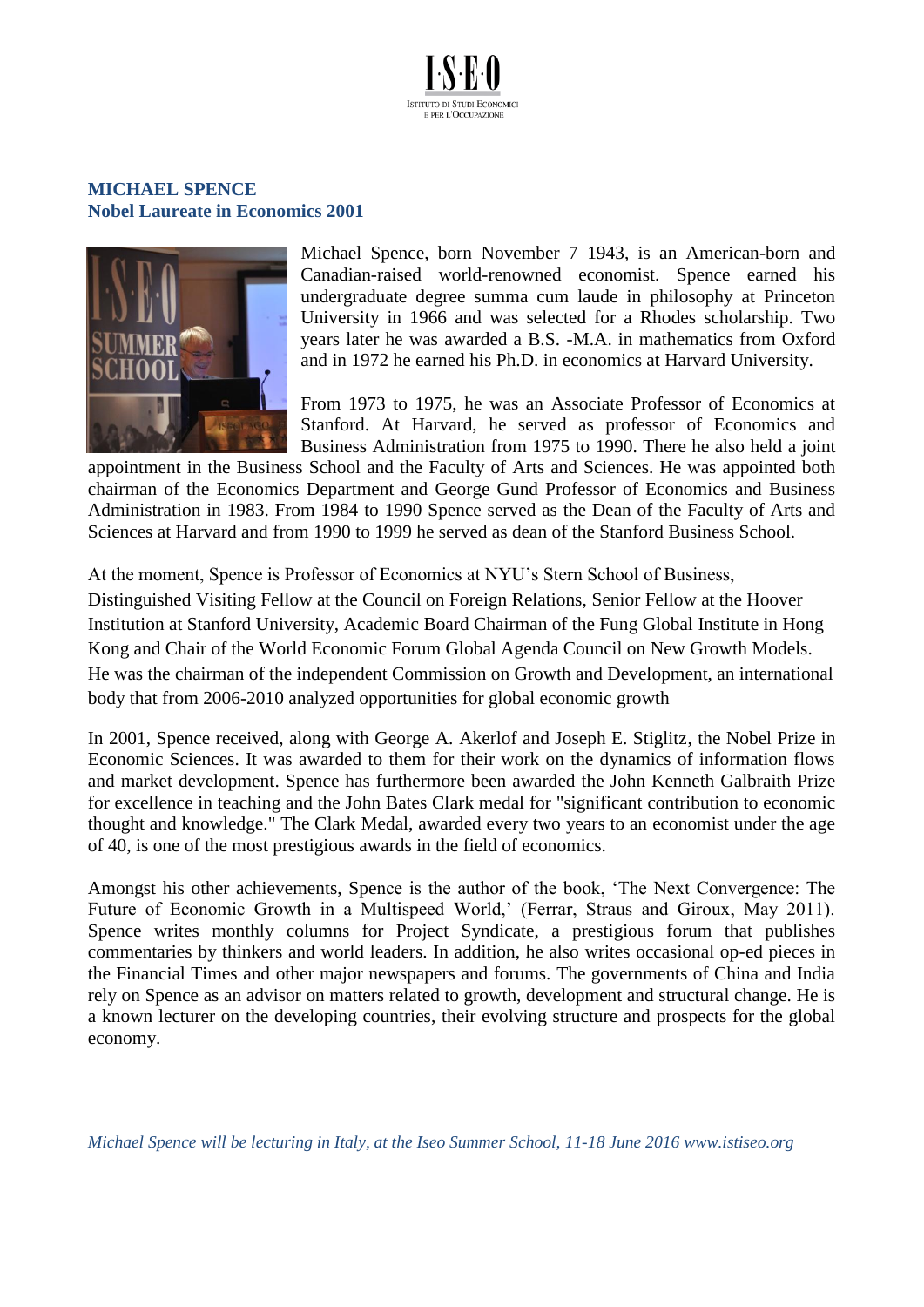## MICHAEL SPENCE
## Nobel Laureate in Economics 2001

Michael Spence, born November 7 1943, is an American-born and Canadian-raised world-renowned economist. Spence earned his undergraduate degree summa cum laude in philosophy at Princeton University in 1966 and was selected for a Rhodes scholarship. Two years later he was awarded a B.S. -M.A. in mathematics from Oxford and in 1972 he earned his Ph.D. in economics at Harvard University.

From 1973 to 1975, he was an Associate Professor of Economics at Stanford. At Harvard, he served as professor of Economics and Business Administration from 1975 to 1990. There he also held a joint appointment in the Business School and the Faculty of Arts and Sciences. He was appointed both chairman of the Economics Department and George Gund Professor of Economics and Business Administration in 1983. From 1984 to 1990 Spence served as the Dean of the Faculty of Arts and Sciences at Harvard and from 1990 to 1999 he served as dean of the Stanford Business School.

At the moment, Spence is Professor of Economics at NYU's Stern School of Business, Distinguished Visiting Fellow at the Council on Foreign Relations, Senior Fellow at the Hoover Institution at Stanford University, Academic Board Chairman of the Fung Global Institute in Hong Kong and Chair of the World Economic Forum Global Agenda Council on New Growth Models. He was the chairman of the independent Commission on Growth and Development, an international body that from 2006-2010 analyzed opportunities for global economic growth

In 2001, Spence received, along with George A. Akerlof and Joseph E. Stiglitz, the Nobel Prize in Economic Sciences. It was awarded to them for their work on the dynamics of information flows and market development. Spence has furthermore been awarded the John Kenneth Galbraith Prize for excellence in teaching and the John Bates Clark medal for "significant contribution to economic thought and knowledge." The Clark Medal, awarded every two years to an economist under the age of 40, is one of the most prestigious awards in the field of economics.

Amongst his other achievements, Spence is the author of the book, 'The Next Convergence: The Future of Economic Growth in a Multispeed World,' (Ferrar, Straus and Giroux, May 2011). Spence writes monthly columns for Project Syndicate, a prestigious forum that publishes commentaries by thinkers and world leaders. In addition, he also writes occasional op-ed pieces in the Financial Times and other major newspapers and forums. The governments of China and India rely on Spence as an advisor on matters related to growth, development and structural change. He is a known lecturer on the developing countries, their evolving structure and prospects for the global economy.

*Michael Spence will be lecturing in Italy, at the Iseo Summer School, 11-18 June 2016 www.istiseo.org*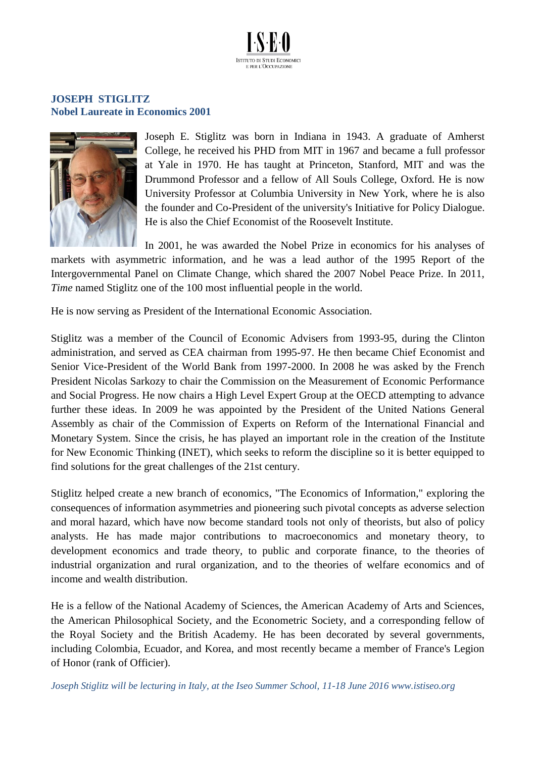# JOSEPH STIGLITZ
## Nobel Laureate in Economics 2001

Joseph E. Stiglitz was born in Indiana in 1943. A graduate of Amherst College, he received his PHD from MIT in 1967 and became a full professor at Yale in 1970. He has taught at Princeton, Stanford, MIT and was the Drummond Professor and a fellow of All Souls College, Oxford. He is now University Professor at Columbia University in New York, where he is also the founder and Co-President of the university's Initiative for Policy Dialogue. He is also the Chief Economist of the Roosevelt Institute.

In 2001, he was awarded the Nobel Prize in economics for his analyses of markets with asymmetric information, and he was a lead author of the 1995 Report of the Intergovernmental Panel on Climate Change, which shared the 2007 Nobel Peace Prize. In 2011, *Time* named Stiglitz one of the 100 most influential people in the world.

He is now serving as President of the International Economic Association.

Stiglitz was a member of the Council of Economic Advisers from 1993-95, during the Clinton administration, and served as CEA chairman from 1995-97. He then became Chief Economist and Senior Vice-President of the World Bank from 1997-2000. In 2008 he was asked by the French President Nicolas Sarkozy to chair the Commission on the Measurement of Economic Performance and Social Progress. He now chairs a High Level Expert Group at the OECD attempting to advance further these ideas. In 2009 he was appointed by the President of the United Nations General Assembly as chair of the Commission of Experts on Reform of the International Financial and Monetary System. Since the crisis, he has played an important role in the creation of the Institute for New Economic Thinking (INET), which seeks to reform the discipline so it is better equipped to find solutions for the great challenges of the 21st century.

Stiglitz helped create a new branch of economics, "The Economics of Information," exploring the consequences of information asymmetries and pioneering such pivotal concepts as adverse selection and moral hazard, which have now become standard tools not only of theorists, but also of policy analysts. He has made major contributions to macroeconomics and monetary theory, to development economics and trade theory, to public and corporate finance, to the theories of industrial organization and rural organization, and to the theories of welfare economics and of income and wealth distribution.

He is a fellow of the National Academy of Sciences, the American Academy of Arts and Sciences, the American Philosophical Society, and the Econometric Society, and a corresponding fellow of the Royal Society and the British Academy. He has been decorated by several governments, including Colombia, Ecuador, and Korea, and most recently became a member of France's Legion of Honor (rank of Officier).

*Joseph Stiglitz will be lecturing in Italy, at the Iseo Summer School, 11-18 June 2016 www.istiseo.org*